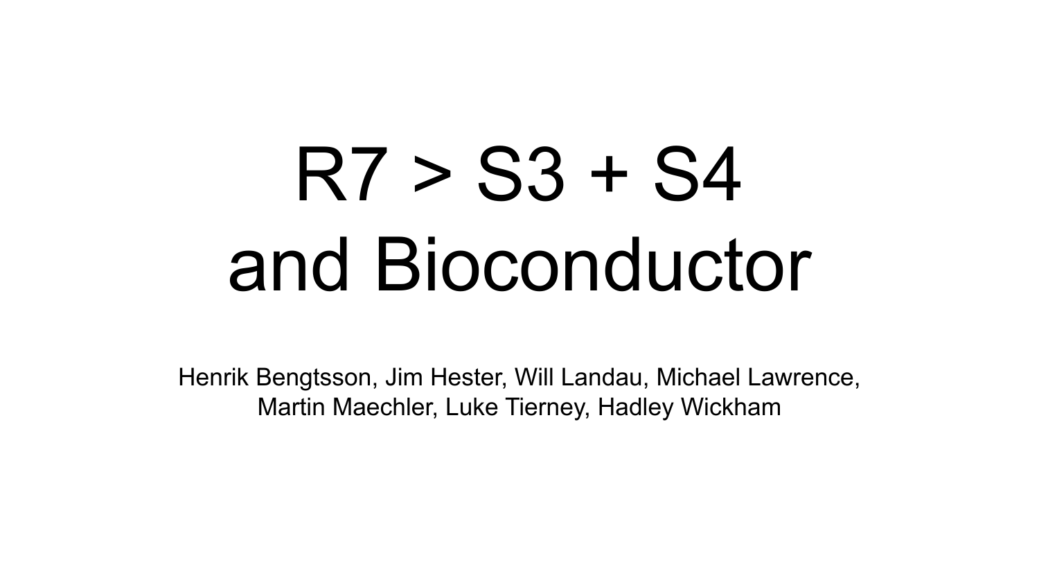# R7 > S3 + S4 and Bioconductor

Henrik Bengtsson, Jim Hester, Will Landau, Michael Lawrence, Martin Maechler, Luke Tierney, Hadley Wickham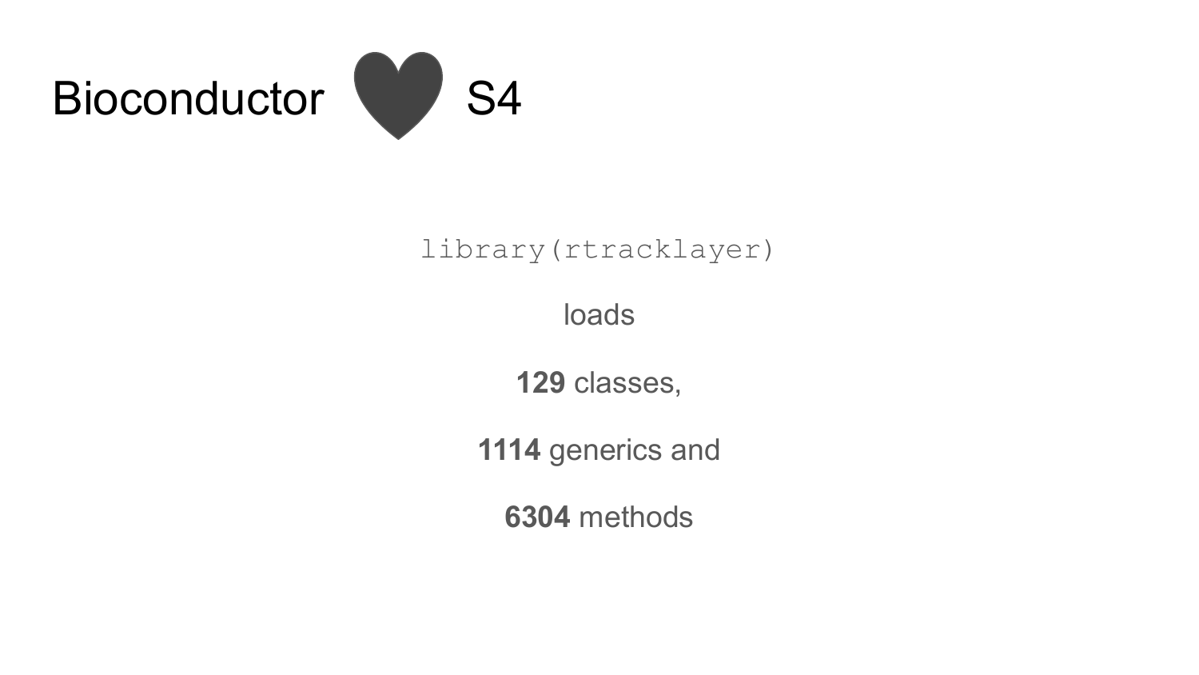# Bioconductor ♥ S4

`library(rtracklayer)`

loads

**129** classes,

**1114** generics and

**6304** methods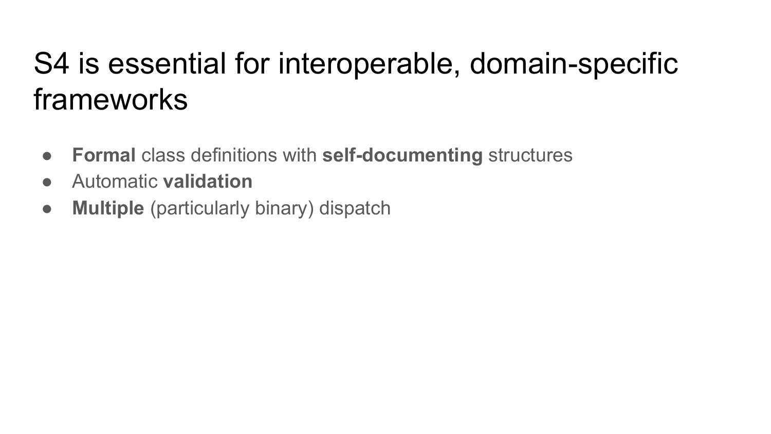# S4 is essential for interoperable, domain-specific frameworks

- **Formal** class definitions with **self-documenting** structures
- Automatic **validation**
- **Multiple** (particularly binary) dispatch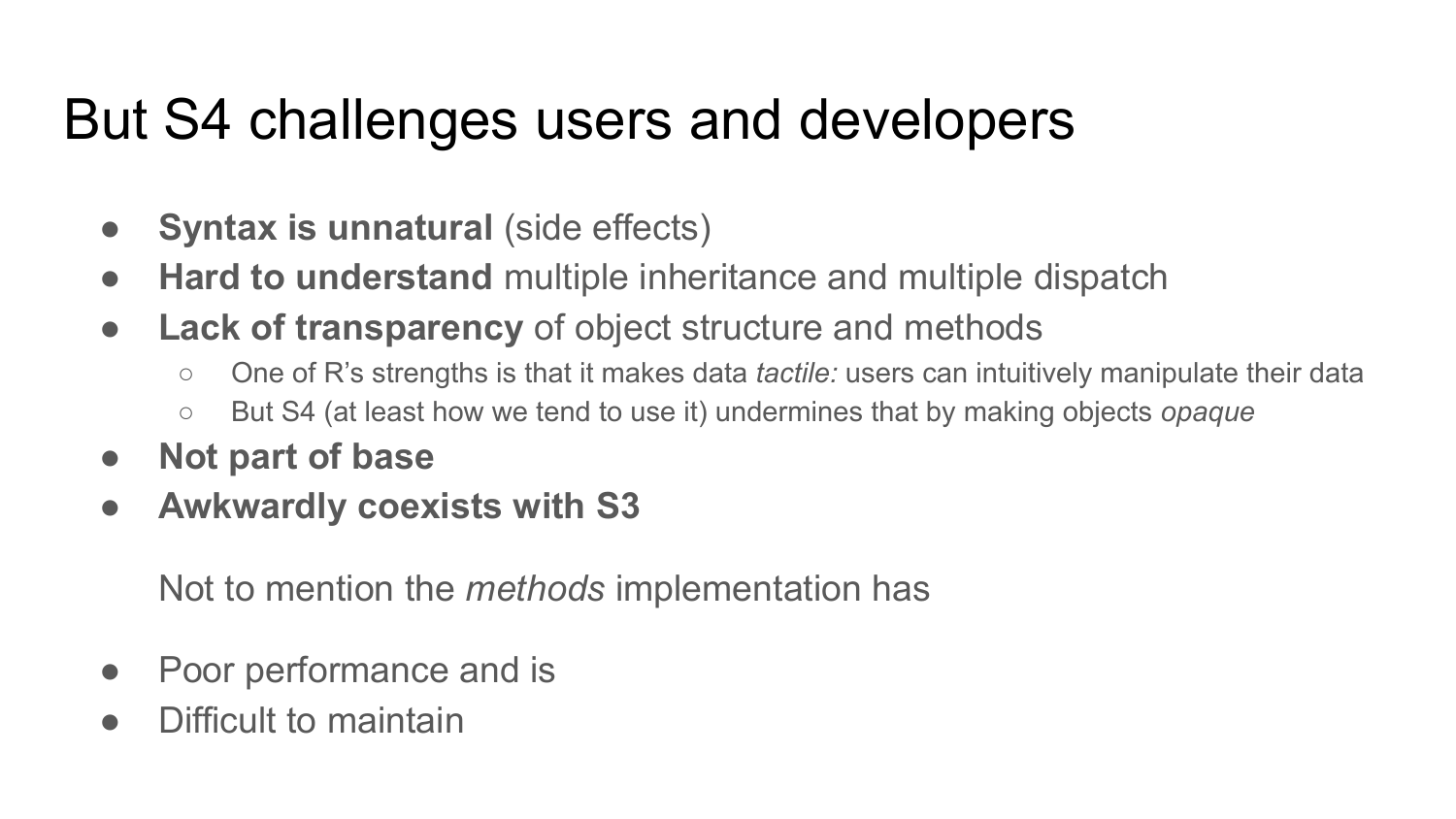# But S4 challenges users and developers

- **Syntax is unnatural** (side effects)
- **Hard to understand** multiple inheritance and multiple dispatch
- **Lack of transparency** of object structure and methods
  - One of R's strengths is that it makes data *tactile:* users can intuitively manipulate their data
  - But S4 (at least how we tend to use it) undermines that by making objects *opaque*
- **Not part of base**
- **Awkwardly coexists with S3**

Not to mention the *methods* implementation has

- Poor performance and is
- Difficult to maintain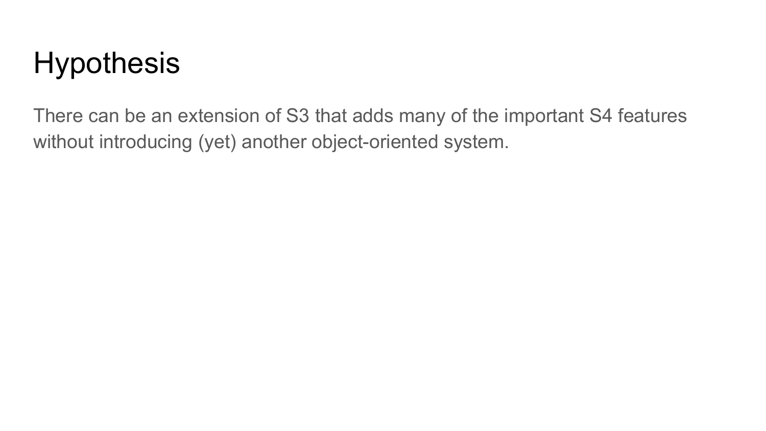# Hypothesis

There can be an extension of S3 that adds many of the important S4 features without introducing (yet) another object-oriented system.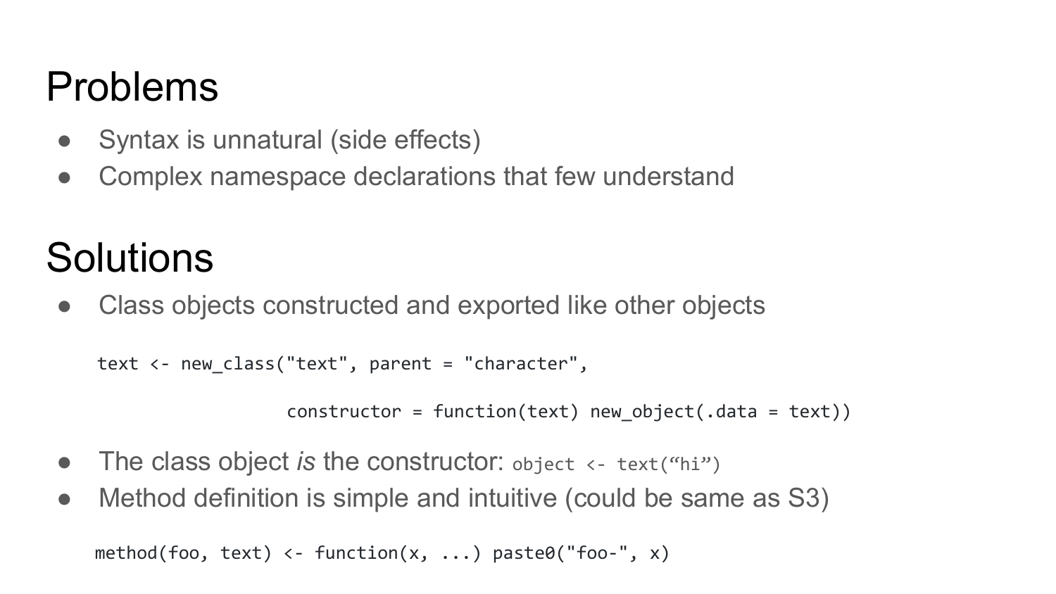# Problems

- Syntax is unnatural (side effects)
- Complex namespace declarations that few understand

# Solutions

- Class objects constructed and exported like other objects

```
text <- new_class("text", parent = "character",

                  constructor = function(text) new_object(.data = text))
```

- The class object *is* the constructor: `object <- text("hi")`
- Method definition is simple and intuitive (could be same as S3)

```
method(foo, text) <- function(x, ...) paste0("foo-", x)
```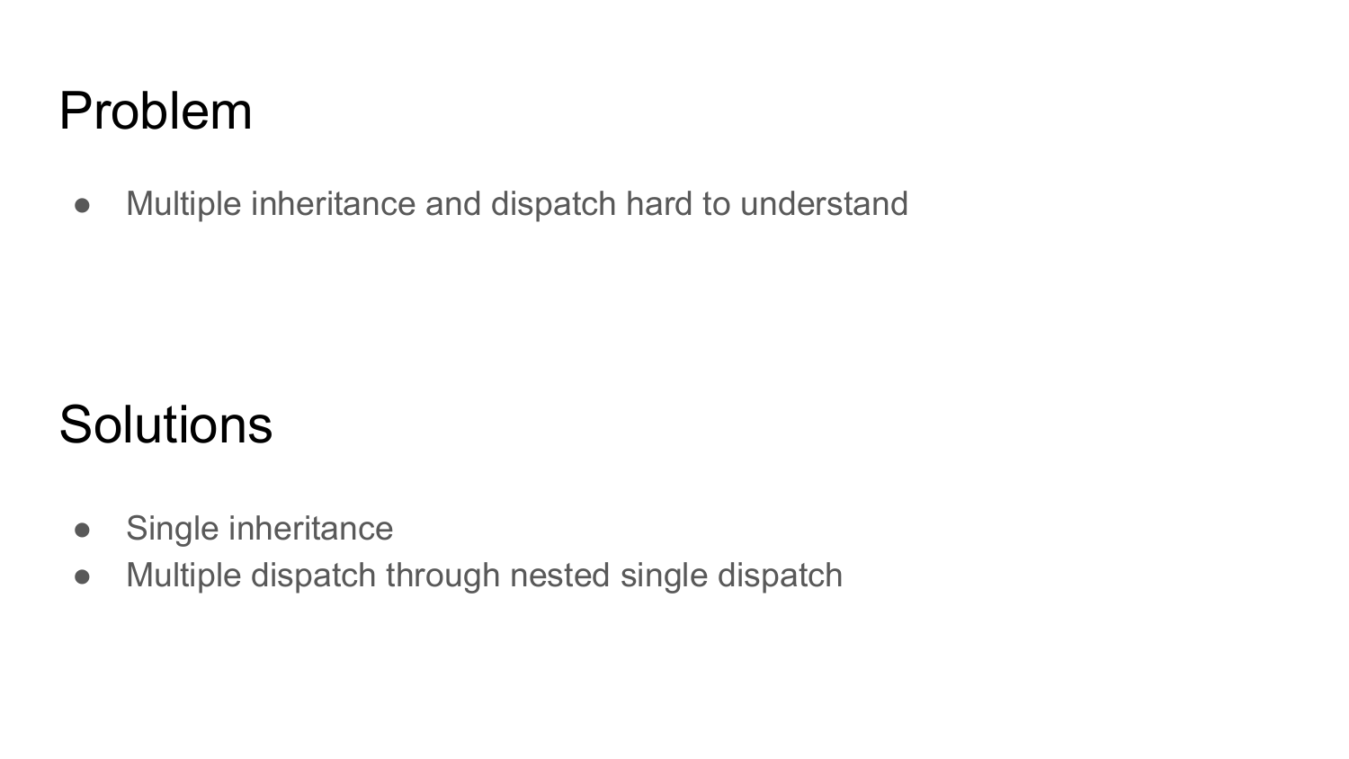# Problem

- Multiple inheritance and dispatch hard to understand

# Solutions

- Single inheritance
- Multiple dispatch through nested single dispatch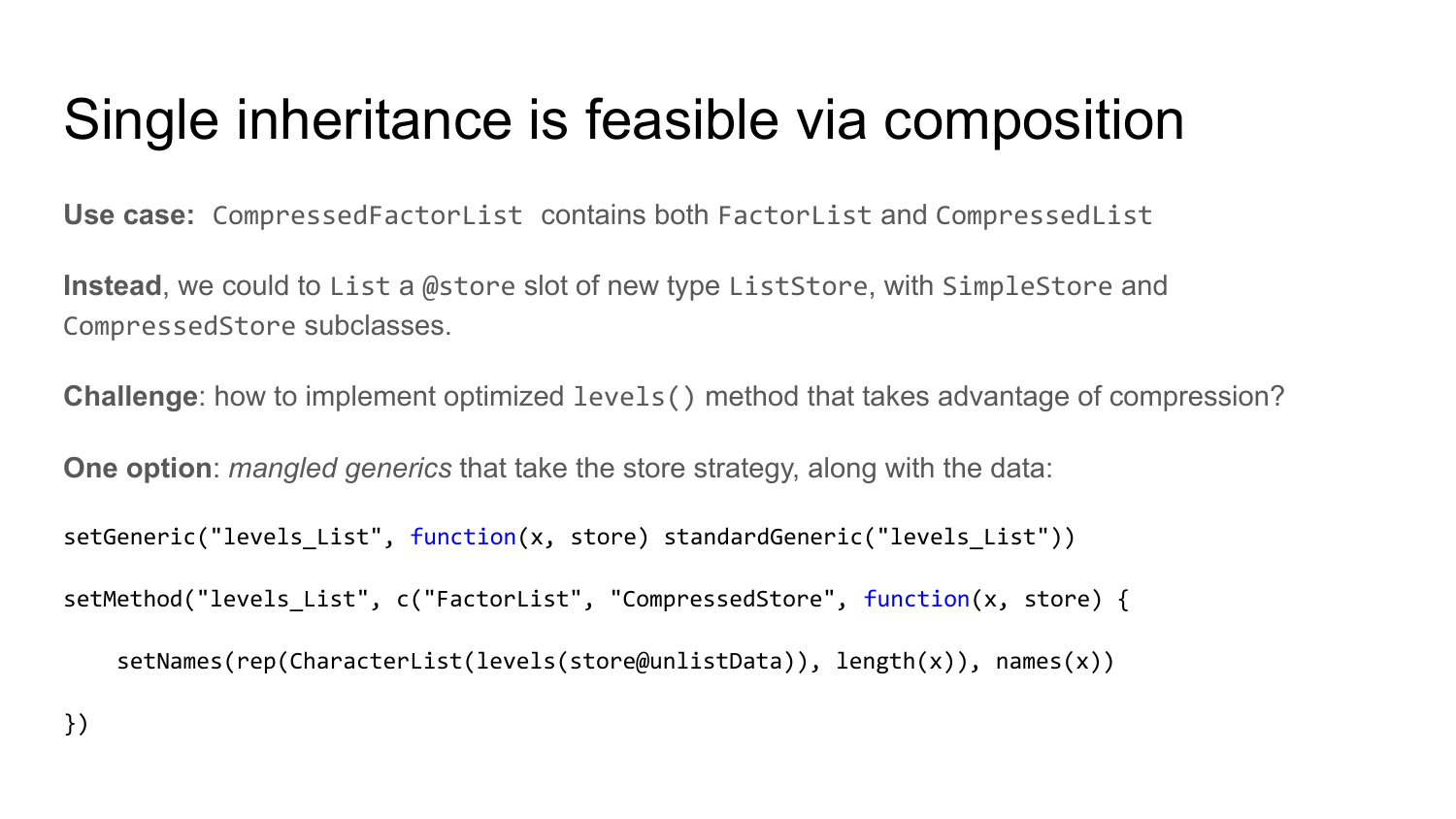# Single inheritance is feasible via composition

**Use case:** `CompressedFactorList` contains both `FactorList` and `CompressedList`

**Instead**, we could to `List` a `@store` slot of new type `ListStore`, with `SimpleStore` and `CompressedStore` subclasses.

**Challenge**: how to implement optimized `levels()` method that takes advantage of compression?

**One option**: *mangled generics* that take the store strategy, along with the data:

```
setGeneric("levels_List", function(x, store) standardGeneric("levels_List"))

setMethod("levels_List", c("FactorList", "CompressedStore", function(x, store) {

    setNames(rep(CharacterList(levels(store@unlistData)), length(x)), names(x))

})
```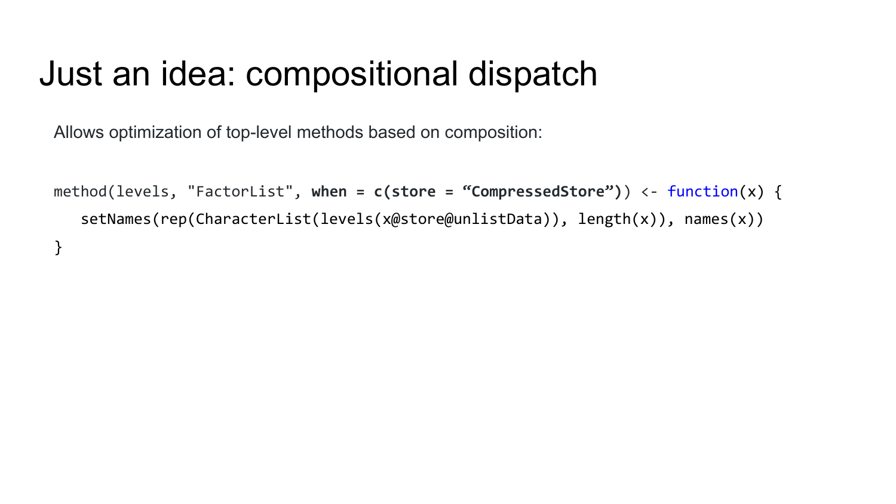# Just an idea: compositional dispatch

Allows optimization of top-level methods based on composition:

```
method(levels, "FactorList", when = c(store = “CompressedStore”)) <- function(x) {
   setNames(rep(CharacterList(levels(x@store@unlistData)), length(x)), names(x))
}
```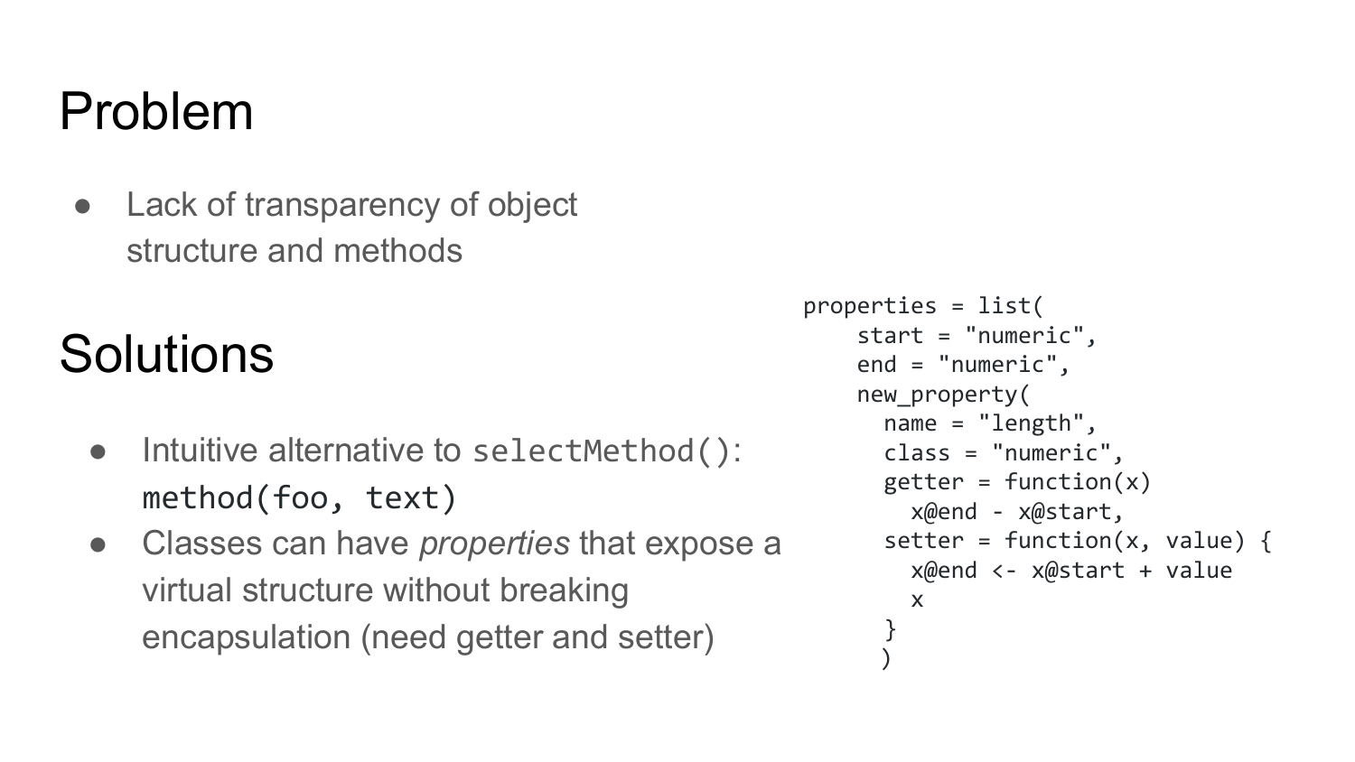# Problem

- Lack of transparency of object structure and methods

# Solutions

- Intuitive alternative to `selectMethod()`: `method(foo, text)`
- Classes can have *properties* that expose a virtual structure without breaking encapsulation (need getter and setter)

```
properties = list(
    start = "numeric",
    end = "numeric",
    new_property(
      name = "length",
      class = "numeric",
      getter = function(x)
        x@end - x@start,
      setter = function(x, value) {
        x@end <- x@start + value
        x
      }
     )
```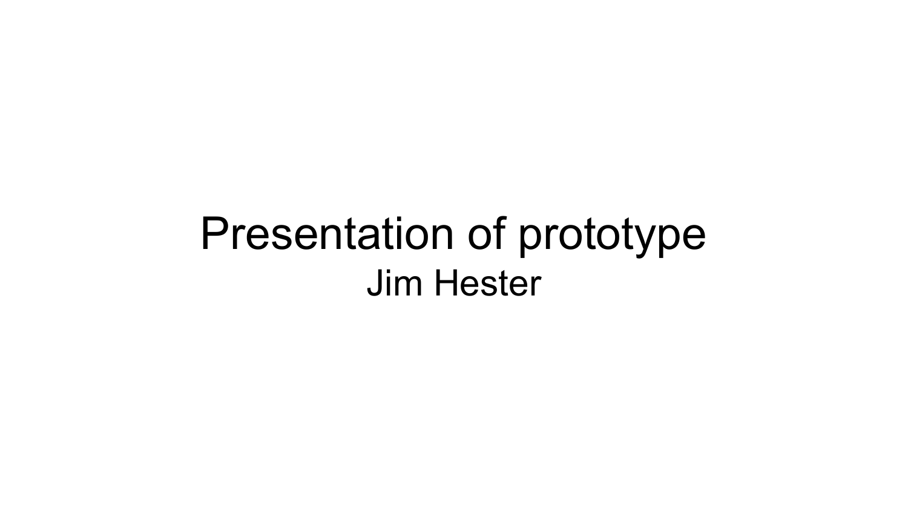# Presentation of prototype

Jim Hester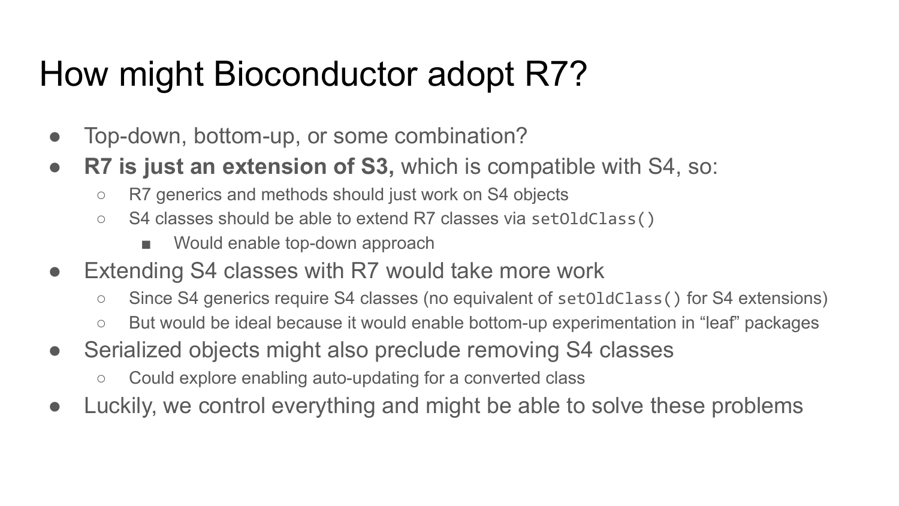# How might Bioconductor adopt R7?

- Top-down, bottom-up, or some combination?
- **R7 is just an extension of S3,** which is compatible with S4, so:
  - R7 generics and methods should just work on S4 objects
  - S4 classes should be able to extend R7 classes via `setOldClass()`
    - Would enable top-down approach
- Extending S4 classes with R7 would take more work
  - Since S4 generics require S4 classes (no equivalent of `setOldClass()` for S4 extensions)
  - But would be ideal because it would enable bottom-up experimentation in “leaf” packages
- Serialized objects might also preclude removing S4 classes
  - Could explore enabling auto-updating for a converted class
- Luckily, we control everything and might be able to solve these problems